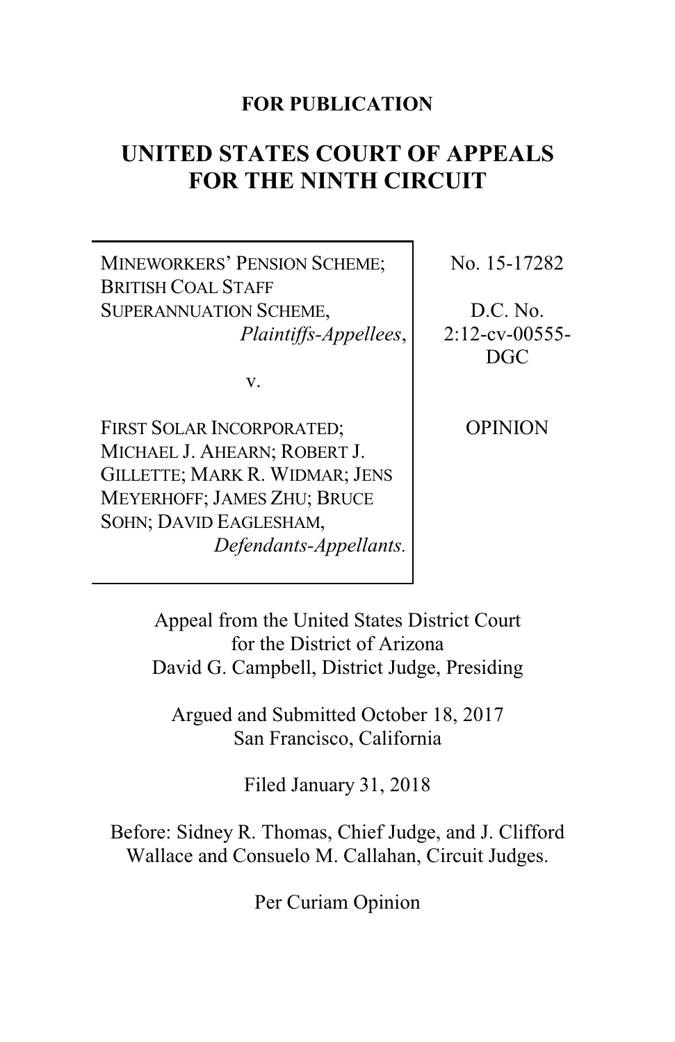**FOR PUBLICATION**

# UNITED STATES COURT OF APPEALS FOR THE NINTH CIRCUIT

| | |
|---|---|
| MINEWORKERS' PENSION SCHEME; BRITISH COAL STAFF SUPERANNUATION SCHEME, *Plaintiffs-Appellees*, v. FIRST SOLAR INCORPORATED; MICHAEL J. AHEARN; ROBERT J. GILLETTE; MARK R. WIDMAR; JENS MEYERHOFF; JAMES ZHU; BRUCE SOHN; DAVID EAGLESHAM, *Defendants-Appellants.* | No. 15-17282<br><br>D.C. No. 2:12-cv-00555-DGC<br><br>OPINION |

Appeal from the United States District Court for the District of Arizona
David G. Campbell, District Judge, Presiding

Argued and Submitted October 18, 2017
San Francisco, California

Filed January 31, 2018

Before: Sidney R. Thomas, Chief Judge, and J. Clifford Wallace and Consuelo M. Callahan, Circuit Judges.

Per Curiam Opinion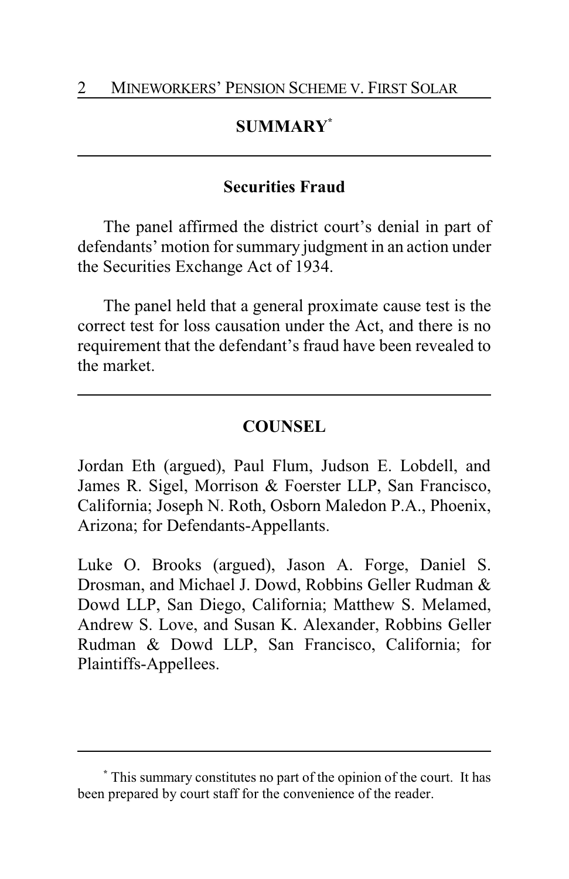## SUMMARY[*]

### Securities Fraud

The panel affirmed the district court's denial in part of defendants' motion for summary judgment in an action under the Securities Exchange Act of 1934.

The panel held that a general proximate cause test is the correct test for loss causation under the Act, and there is no requirement that the defendant's fraud have been revealed to the market.

## COUNSEL

Jordan Eth (argued), Paul Flum, Judson E. Lobdell, and James R. Sigel, Morrison & Foerster LLP, San Francisco, California; Joseph N. Roth, Osborn Maledon P.A., Phoenix, Arizona; for Defendants-Appellants.

Luke O. Brooks (argued), Jason A. Forge, Daniel S. Drosman, and Michael J. Dowd, Robbins Geller Rudman & Dowd LLP, San Diego, California; Matthew S. Melamed, Andrew S. Love, and Susan K. Alexander, Robbins Geller Rudman & Dowd LLP, San Francisco, California; for Plaintiffs-Appellees.

---

[*] This summary constitutes no part of the opinion of the court. It has been prepared by court staff for the convenience of the reader.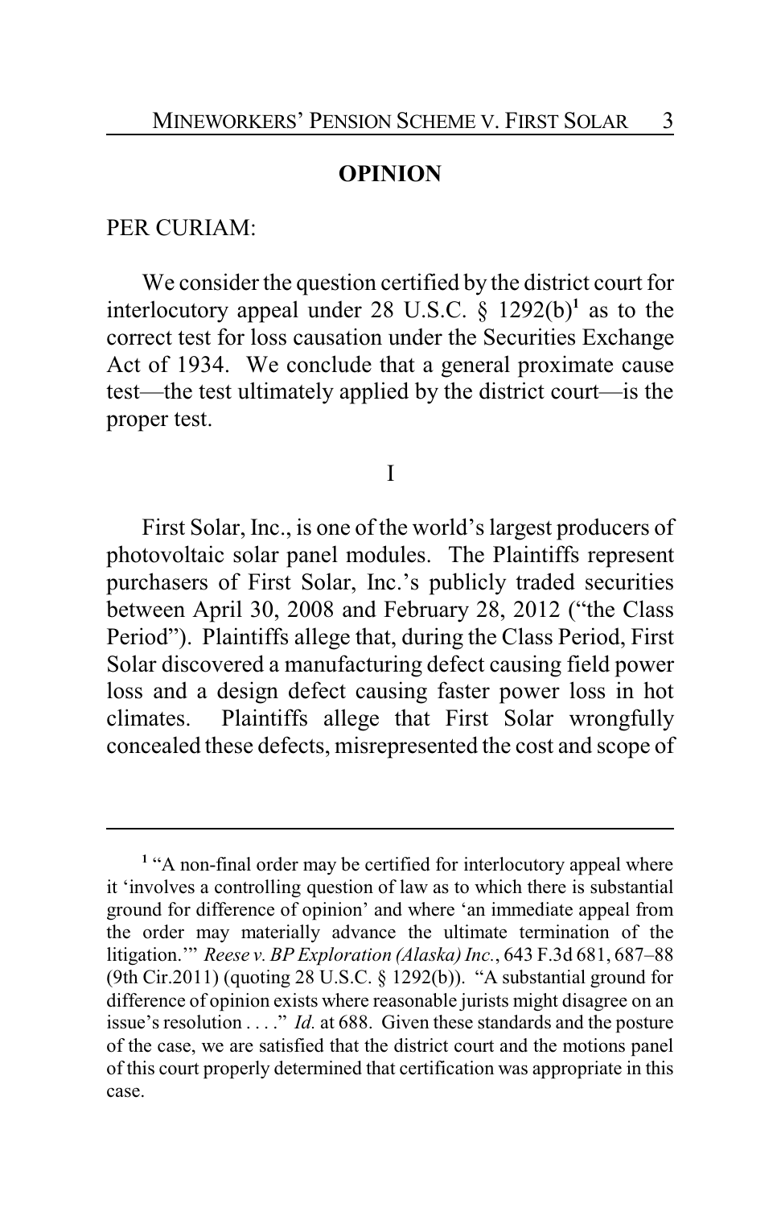## OPINION

PER CURIAM:

We consider the question certified by the district court for interlocutory appeal under 28 U.S.C. § 1292(b)[1] as to the correct test for loss causation under the Securities Exchange Act of 1934. We conclude that a general proximate cause test—the test ultimately applied by the district court—is the proper test.

I

First Solar, Inc., is one of the world's largest producers of photovoltaic solar panel modules. The Plaintiffs represent purchasers of First Solar, Inc.'s publicly traded securities between April 30, 2008 and February 28, 2012 ("the Class Period"). Plaintiffs allege that, during the Class Period, First Solar discovered a manufacturing defect causing field power loss and a design defect causing faster power loss in hot climates. Plaintiffs allege that First Solar wrongfully concealed these defects, misrepresented the cost and scope of

---

[1] "A non-final order may be certified for interlocutory appeal where it 'involves a controlling question of law as to which there is substantial ground for difference of opinion' and where 'an immediate appeal from the order may materially advance the ultimate termination of the litigation.'" *Reese v. BP Exploration (Alaska) Inc.*, 643 F.3d 681, 687–88 (9th Cir.2011) (quoting 28 U.S.C. § 1292(b)). "A substantial ground for difference of opinion exists where reasonable jurists might disagree on an issue's resolution . . . ." *Id.* at 688. Given these standards and the posture of the case, we are satisfied that the district court and the motions panel of this court properly determined that certification was appropriate in this case.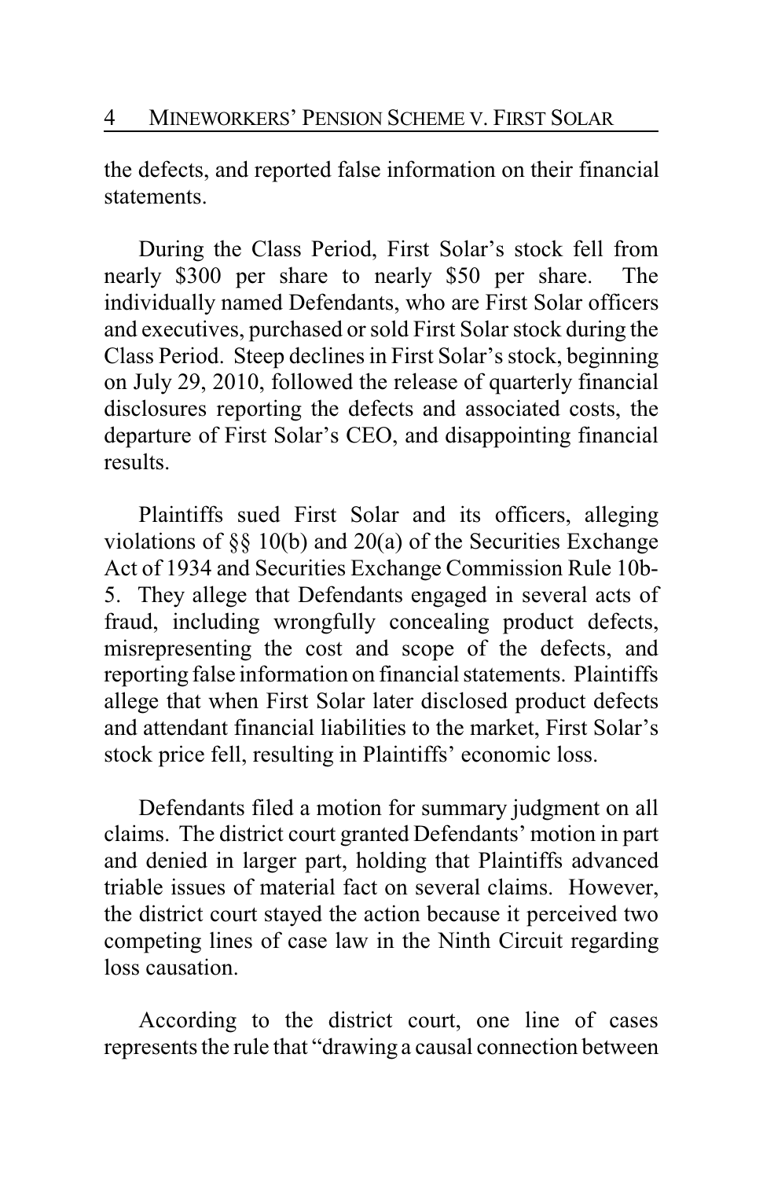the defects, and reported false information on their financial statements.

During the Class Period, First Solar's stock fell from nearly $300 per share to nearly $50 per share. The individually named Defendants, who are First Solar officers and executives, purchased or sold First Solar stock during the Class Period. Steep declines in First Solar's stock, beginning on July 29, 2010, followed the release of quarterly financial disclosures reporting the defects and associated costs, the departure of First Solar's CEO, and disappointing financial results.

Plaintiffs sued First Solar and its officers, alleging violations of §§ 10(b) and 20(a) of the Securities Exchange Act of 1934 and Securities Exchange Commission Rule 10b-5. They allege that Defendants engaged in several acts of fraud, including wrongfully concealing product defects, misrepresenting the cost and scope of the defects, and reporting false information on financial statements. Plaintiffs allege that when First Solar later disclosed product defects and attendant financial liabilities to the market, First Solar's stock price fell, resulting in Plaintiffs' economic loss.

Defendants filed a motion for summary judgment on all claims. The district court granted Defendants' motion in part and denied in larger part, holding that Plaintiffs advanced triable issues of material fact on several claims. However, the district court stayed the action because it perceived two competing lines of case law in the Ninth Circuit regarding loss causation.

According to the district court, one line of cases represents the rule that "drawing a causal connection between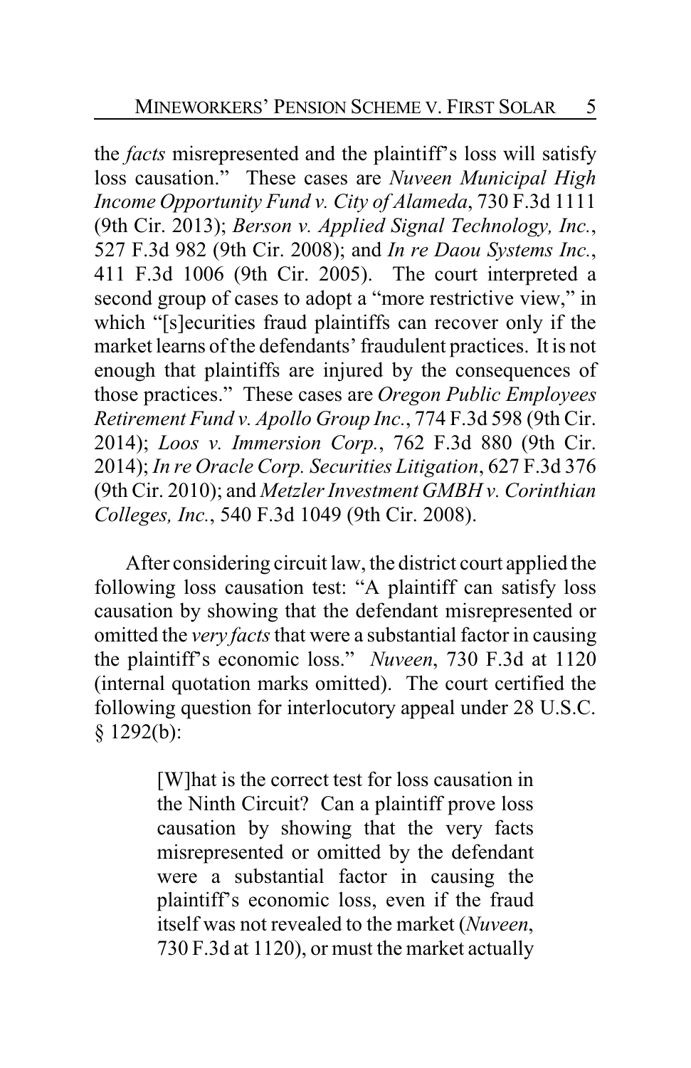the *facts* misrepresented and the plaintiff's loss will satisfy loss causation." These cases are *Nuveen Municipal High Income Opportunity Fund v. City of Alameda*, 730 F.3d 1111 (9th Cir. 2013); *Berson v. Applied Signal Technology, Inc.*, 527 F.3d 982 (9th Cir. 2008); and *In re Daou Systems Inc.*, 411 F.3d 1006 (9th Cir. 2005). The court interpreted a second group of cases to adopt a "more restrictive view," in which "[s]ecurities fraud plaintiffs can recover only if the market learns of the defendants' fraudulent practices. It is not enough that plaintiffs are injured by the consequences of those practices." These cases are *Oregon Public Employees Retirement Fund v. Apollo Group Inc.*, 774 F.3d 598 (9th Cir. 2014); *Loos v. Immersion Corp.*, 762 F.3d 880 (9th Cir. 2014); *In re Oracle Corp. Securities Litigation*, 627 F.3d 376 (9th Cir. 2010); and *Metzler Investment GMBH v. Corinthian Colleges, Inc.*, 540 F.3d 1049 (9th Cir. 2008).

After considering circuit law, the district court applied the following loss causation test: "A plaintiff can satisfy loss causation by showing that the defendant misrepresented or omitted the *very facts* that were a substantial factor in causing the plaintiff's economic loss." *Nuveen*, 730 F.3d at 1120 (internal quotation marks omitted). The court certified the following question for interlocutory appeal under 28 U.S.C. § 1292(b):

> [W]hat is the correct test for loss causation in the Ninth Circuit? Can a plaintiff prove loss causation by showing that the very facts misrepresented or omitted by the defendant were a substantial factor in causing the plaintiff's economic loss, even if the fraud itself was not revealed to the market (*Nuveen*, 730 F.3d at 1120), or must the market actually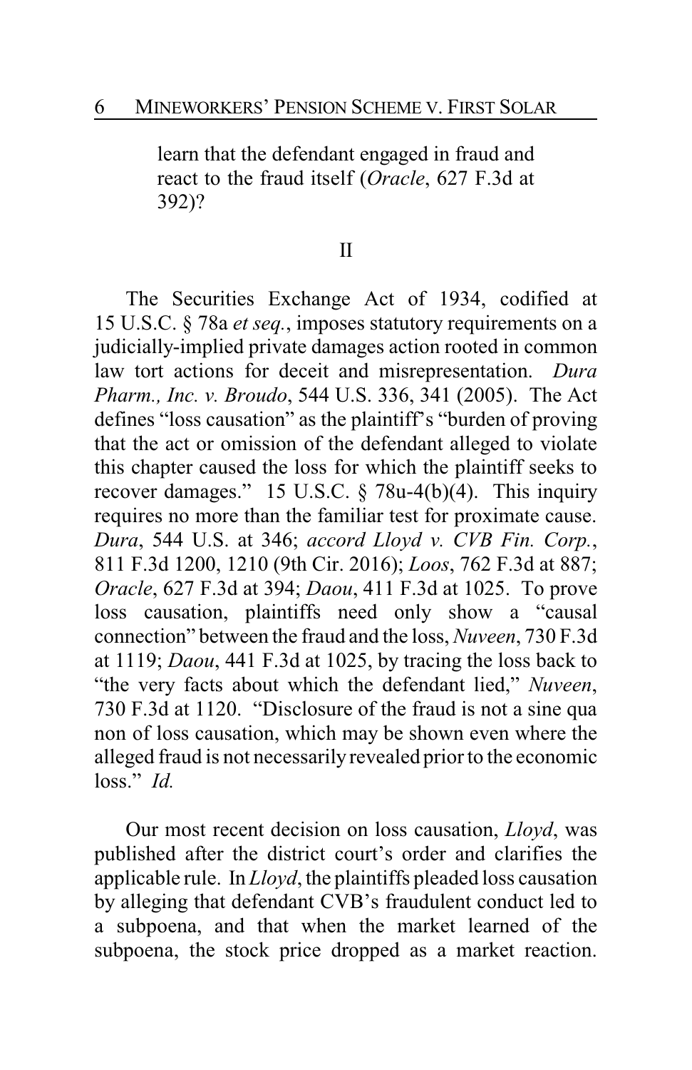learn that the defendant engaged in fraud and react to the fraud itself (*Oracle*, 627 F.3d at 392)?

II

The Securities Exchange Act of 1934, codified at 15 U.S.C. § 78a *et seq.*, imposes statutory requirements on a judicially-implied private damages action rooted in common law tort actions for deceit and misrepresentation. *Dura Pharm., Inc. v. Broudo*, 544 U.S. 336, 341 (2005). The Act defines "loss causation" as the plaintiff's "burden of proving that the act or omission of the defendant alleged to violate this chapter caused the loss for which the plaintiff seeks to recover damages." 15 U.S.C. § 78u-4(b)(4). This inquiry requires no more than the familiar test for proximate cause. *Dura*, 544 U.S. at 346; *accord Lloyd v. CVB Fin. Corp.*, 811 F.3d 1200, 1210 (9th Cir. 2016); *Loos*, 762 F.3d at 887; *Oracle*, 627 F.3d at 394; *Daou*, 411 F.3d at 1025. To prove loss causation, plaintiffs need only show a "causal connection" between the fraud and the loss, *Nuveen*, 730 F.3d at 1119; *Daou*, 441 F.3d at 1025, by tracing the loss back to "the very facts about which the defendant lied," *Nuveen*, 730 F.3d at 1120. "Disclosure of the fraud is not a sine qua non of loss causation, which may be shown even where the alleged fraud is not necessarily revealed prior to the economic loss." *Id.*

Our most recent decision on loss causation, *Lloyd*, was published after the district court's order and clarifies the applicable rule. In *Lloyd*, the plaintiffs pleaded loss causation by alleging that defendant CVB's fraudulent conduct led to a subpoena, and that when the market learned of the subpoena, the stock price dropped as a market reaction.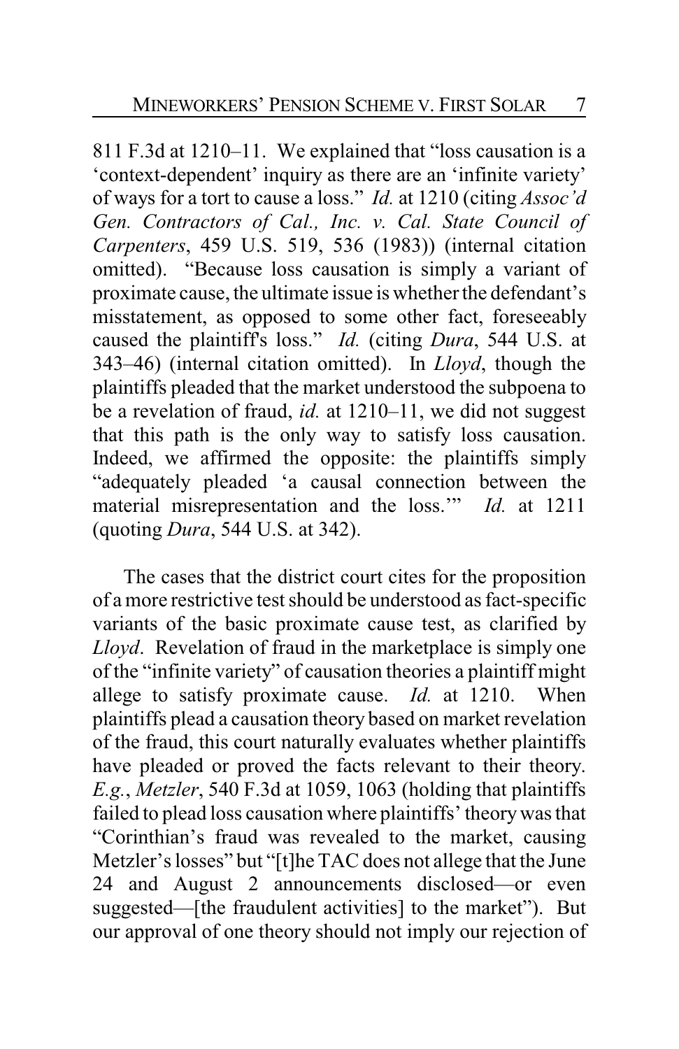811 F.3d at 1210–11. We explained that "loss causation is a 'context-dependent' inquiry as there are an 'infinite variety' of ways for a tort to cause a loss." *Id.* at 1210 (citing *Assoc'd Gen. Contractors of Cal., Inc. v. Cal. State Council of Carpenters*, 459 U.S. 519, 536 (1983)) (internal citation omitted). "Because loss causation is simply a variant of proximate cause, the ultimate issue is whether the defendant's misstatement, as opposed to some other fact, foreseeably caused the plaintiff's loss." *Id.* (citing *Dura*, 544 U.S. at 343–46) (internal citation omitted). In *Lloyd*, though the plaintiffs pleaded that the market understood the subpoena to be a revelation of fraud, *id.* at 1210–11, we did not suggest that this path is the only way to satisfy loss causation. Indeed, we affirmed the opposite: the plaintiffs simply "adequately pleaded 'a causal connection between the material misrepresentation and the loss.'" *Id.* at 1211 (quoting *Dura*, 544 U.S. at 342).

The cases that the district court cites for the proposition of a more restrictive test should be understood as fact-specific variants of the basic proximate cause test, as clarified by *Lloyd*. Revelation of fraud in the marketplace is simply one of the "infinite variety" of causation theories a plaintiff might allege to satisfy proximate cause. *Id.* at 1210. When plaintiffs plead a causation theory based on market revelation of the fraud, this court naturally evaluates whether plaintiffs have pleaded or proved the facts relevant to their theory. *E.g.*, *Metzler*, 540 F.3d at 1059, 1063 (holding that plaintiffs failed to plead loss causation where plaintiffs' theory was that "Corinthian's fraud was revealed to the market, causing Metzler's losses" but "[t]he TAC does not allege that the June 24 and August 2 announcements disclosed—or even suggested—[the fraudulent activities] to the market"). But our approval of one theory should not imply our rejection of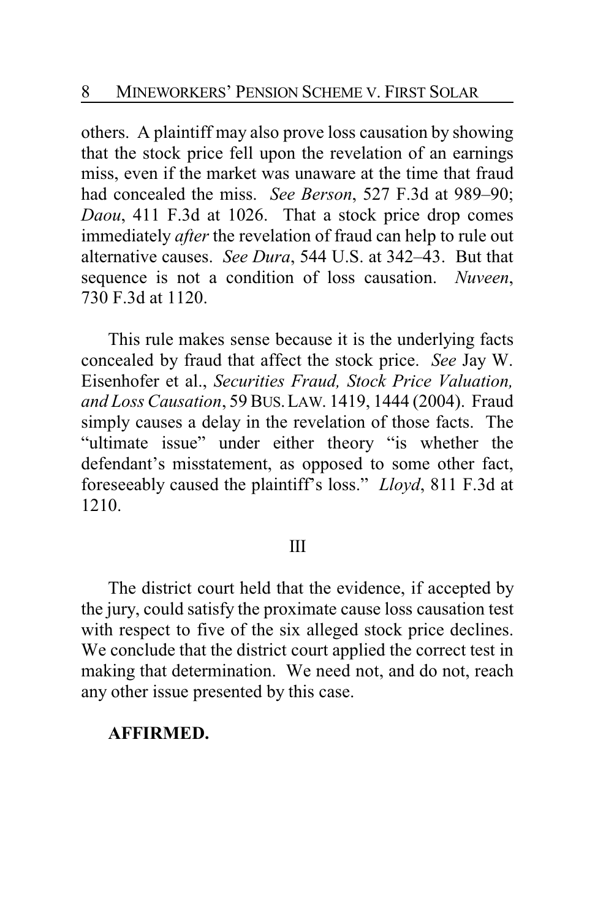others. A plaintiff may also prove loss causation by showing that the stock price fell upon the revelation of an earnings miss, even if the market was unaware at the time that fraud had concealed the miss. *See Berson*, 527 F.3d at 989–90; *Daou*, 411 F.3d at 1026. That a stock price drop comes immediately *after* the revelation of fraud can help to rule out alternative causes. *See Dura*, 544 U.S. at 342–43. But that sequence is not a condition of loss causation. *Nuveen*, 730 F.3d at 1120.

This rule makes sense because it is the underlying facts concealed by fraud that affect the stock price. *See* Jay W. Eisenhofer et al., *Securities Fraud, Stock Price Valuation, and Loss Causation*, 59 BUS. LAW. 1419, 1444 (2004). Fraud simply causes a delay in the revelation of those facts. The "ultimate issue" under either theory "is whether the defendant's misstatement, as opposed to some other fact, foreseeably caused the plaintiff's loss." *Lloyd*, 811 F.3d at 1210.

## III

The district court held that the evidence, if accepted by the jury, could satisfy the proximate cause loss causation test with respect to five of the six alleged stock price declines. We conclude that the district court applied the correct test in making that determination. We need not, and do not, reach any other issue presented by this case.

**AFFIRMED.**